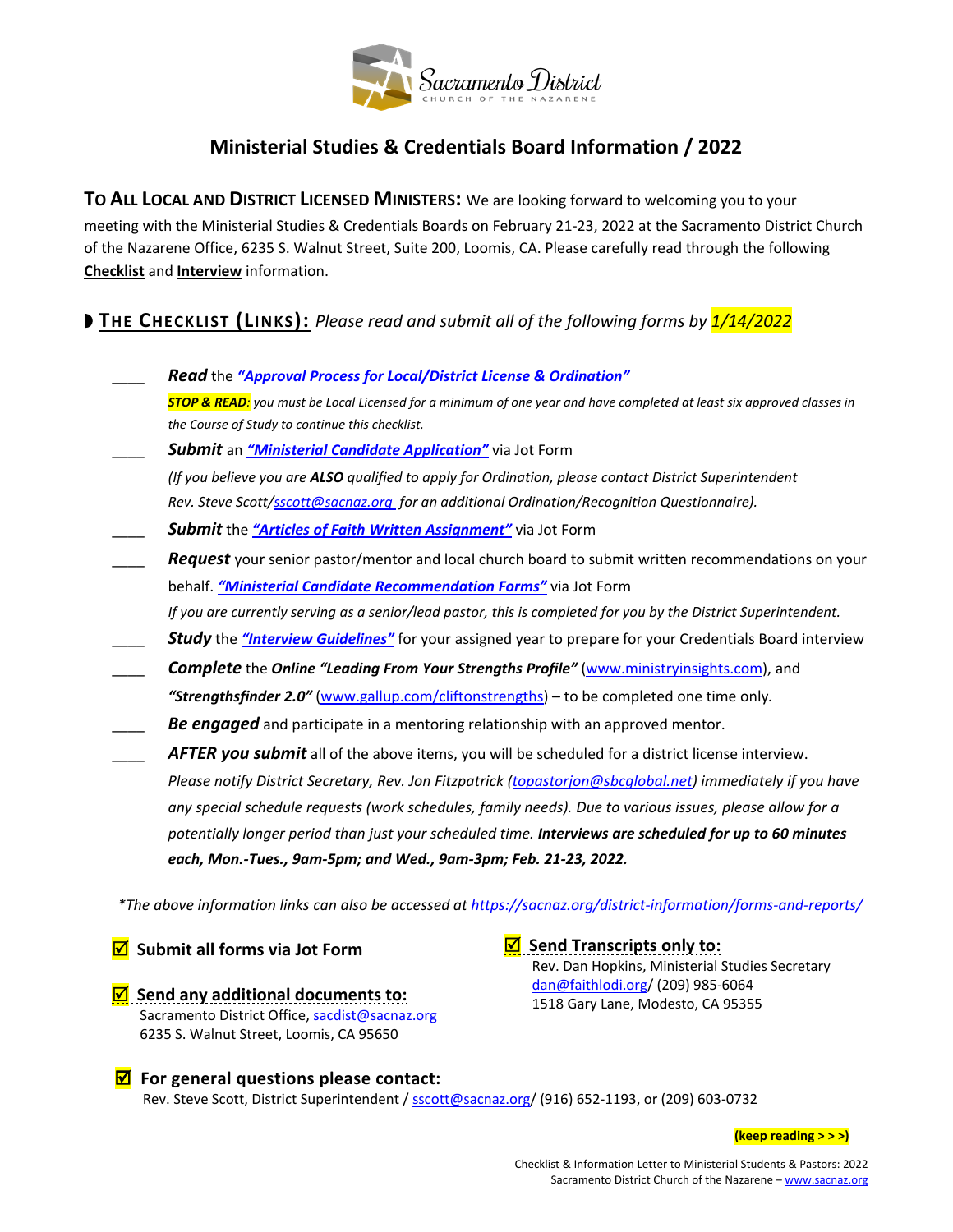Sacramento District
CHURCH OF THE NAZARENE

# Ministerial Studies & Credentials Board Information / 2022

**TO ALL LOCAL AND DISTRICT LICENSED MINISTERS:** We are looking forward to welcoming you to your meeting with the Ministerial Studies & Credentials Boards on February 21-23, 2022 at the Sacramento District Church of the Nazarene Office, 6235 S. Walnut Street, Suite 200, Loomis, CA. Please carefully read through the following **Checklist** and **Interview** information.

## ◗ THE CHECKLIST (LINKS): *Please read and submit all of the following forms by 1/14/2022*

- ____ ***Read*** the ***"Approval Process for Local/District License & Ordination"***

  ***STOP & READ:*** *you must be Local Licensed for a minimum of one year and have completed at least six approved classes in the Course of Study to continue this checklist.*
- ____ ***Submit*** an ***"Ministerial Candidate Application"*** via Jot Form

  *(If you believe you are **ALSO** qualified to apply for Ordination, please contact District Superintendent Rev. Steve Scott/sscott@sacnaz.org for an additional Ordination/Recognition Questionnaire).*
- ____ ***Submit*** the ***"Articles of Faith Written Assignment"*** via Jot Form
- ____ ***Request*** your senior pastor/mentor and local church board to submit written recommendations on your behalf. ***"Ministerial Candidate Recommendation Forms"*** via Jot Form

  *If you are currently serving as a senior/lead pastor, this is completed for you by the District Superintendent.*
- ____ ***Study*** the ***"Interview Guidelines"*** for your assigned year to prepare for your Credentials Board interview
- ____ ***Complete*** the ***Online "Leading From Your Strengths Profile"*** (www.ministryinsights.com), and ***"Strengthsfinder 2.0"*** (www.gallup.com/cliftonstrengths) – to be completed one time only.
- ____ ***Be engaged*** and participate in a mentoring relationship with an approved mentor.
- ____ ***AFTER you submit*** all of the above items, you will be scheduled for a district license interview. *Please notify District Secretary, Rev. Jon Fitzpatrick (topastorjon@sbcglobal.net) immediately if you have any special schedule requests (work schedules, family needs). Due to various issues, please allow for a potentially longer period than just your scheduled time. **Interviews are scheduled for up to 60 minutes each, Mon.-Tues., 9am-5pm; and Wed., 9am-3pm; Feb. 21-23, 2022.***

*\*The above information links can also be accessed at https://sacnaz.org/district-information/forms-and-reports/*

☑ **Submit all forms via Jot Form**

☑ **Send any additional documents to:**
Sacramento District Office, sacdist@sacnaz.org
6235 S. Walnut Street, Loomis, CA 95650

☑ **Send Transcripts only to:**
Rev. Dan Hopkins, Ministerial Studies Secretary
dan@faithlodi.org/ (209) 985-6064
1518 Gary Lane, Modesto, CA 95355

☑ **For general questions please contact:**
Rev. Steve Scott, District Superintendent / sscott@sacnaz.org/ (916) 652-1193, or (209) 603-0732

**(keep reading > > >)**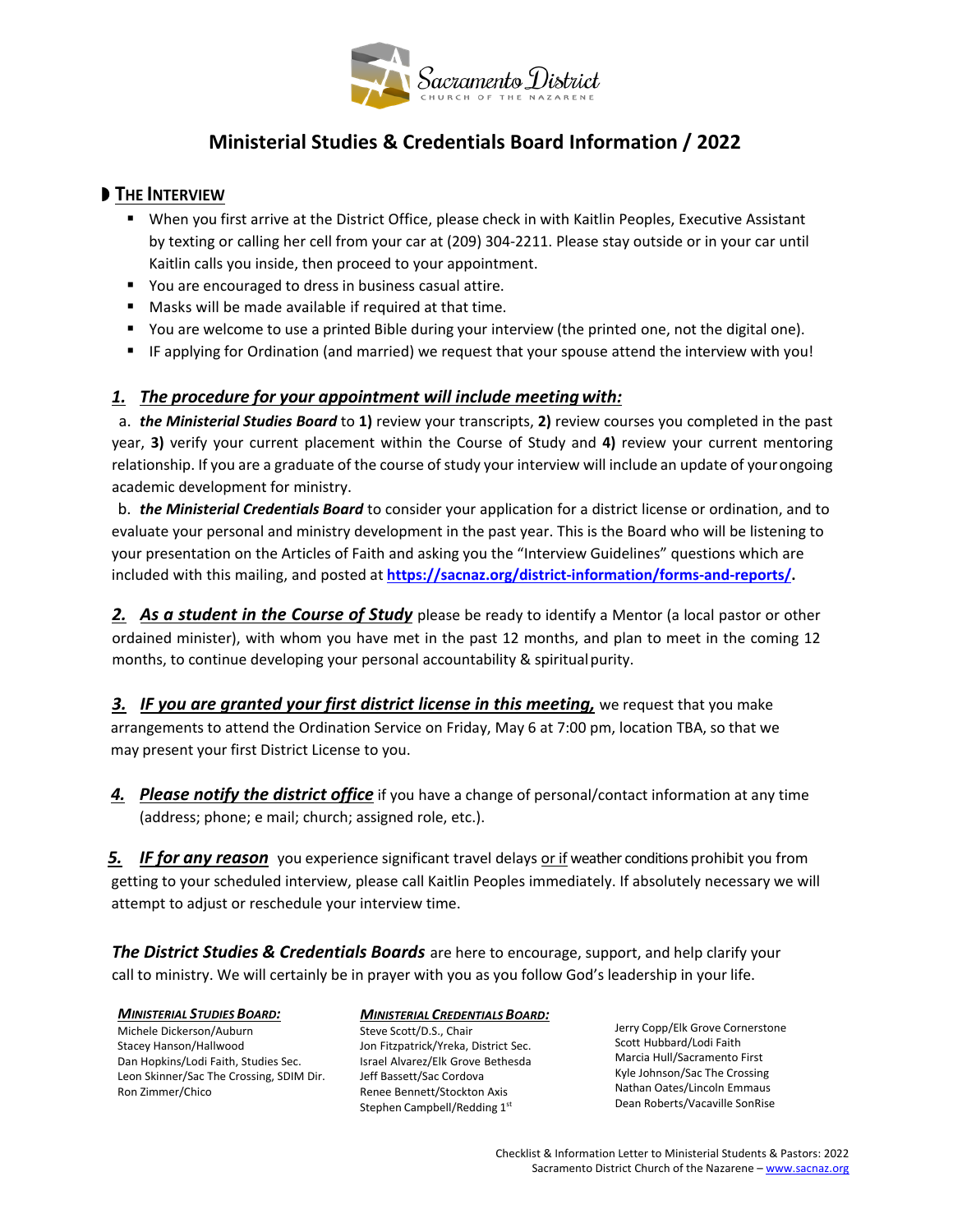Sacramento District
CHURCH OF THE NAZARENE

# Ministerial Studies & Credentials Board Information / 2022

## THE INTERVIEW

- When you first arrive at the District Office, please check in with Kaitlin Peoples, Executive Assistant by texting or calling her cell from your car at (209) 304-2211. Please stay outside or in your car until Kaitlin calls you inside, then proceed to your appointment.
- You are encouraged to dress in business casual attire.
- Masks will be made available if required at that time.
- You are welcome to use a printed Bible during your interview (the printed one, not the digital one).
- IF applying for Ordination (and married) we request that your spouse attend the interview with you!

**1. *The procedure for your appointment will include meeting with:***

a. ***the Ministerial Studies Board*** to **1)** review your transcripts, **2)** review courses you completed in the past year, **3)** verify your current placement within the Course of Study and **4)** review your current mentoring relationship. If you are a graduate of the course of study your interview will include an update of your ongoing academic development for ministry.

b. ***the Ministerial Credentials Board*** to consider your application for a district license or ordination, and to evaluate your personal and ministry development in the past year. This is the Board who will be listening to your presentation on the Articles of Faith and asking you the "Interview Guidelines" questions which are included with this mailing, and posted at **https://sacnaz.org/district-information/forms-and-reports/.**

**2. *As a student in the Course of Study*** please be ready to identify a Mentor (a local pastor or other ordained minister), with whom you have met in the past 12 months, and plan to meet in the coming 12 months, to continue developing your personal accountability & spiritual purity.

**3. *IF you are granted your first district license in this meeting,*** we request that you make arrangements to attend the Ordination Service on Friday, May 6 at 7:00 pm, location TBA, so that we may present your first District License to you.

**4. *Please notify the district office*** if you have a change of personal/contact information at any time (address; phone; e mail; church; assigned role, etc.).

**5. *IF for any reason*** you experience significant travel delays or if weather conditions prohibit you from getting to your scheduled interview, please call Kaitlin Peoples immediately. If absolutely necessary we will attempt to adjust or reschedule your interview time.

***The District Studies & Credentials Boards*** are here to encourage, support, and help clarify your call to ministry. We will certainly be in prayer with you as you follow God's leadership in your life.

***MINISTERIAL STUDIES BOARD:***

Michele Dickerson/Auburn
Stacey Hanson/Hallwood
Dan Hopkins/Lodi Faith, Studies Sec.
Leon Skinner/Sac The Crossing, SDIM Dir.
Ron Zimmer/Chico

***MINISTERIAL CREDENTIALS BOARD:***

Steve Scott/D.S., Chair
Jon Fitzpatrick/Yreka, District Sec.
Israel Alvarez/Elk Grove Bethesda
Jeff Bassett/Sac Cordova
Renee Bennett/Stockton Axis
Stephen Campbell/Redding 1st
Jerry Copp/Elk Grove Cornerstone
Scott Hubbard/Lodi Faith
Marcia Hull/Sacramento First
Kyle Johnson/Sac The Crossing
Nathan Oates/Lincoln Emmaus
Dean Roberts/Vacaville SonRise